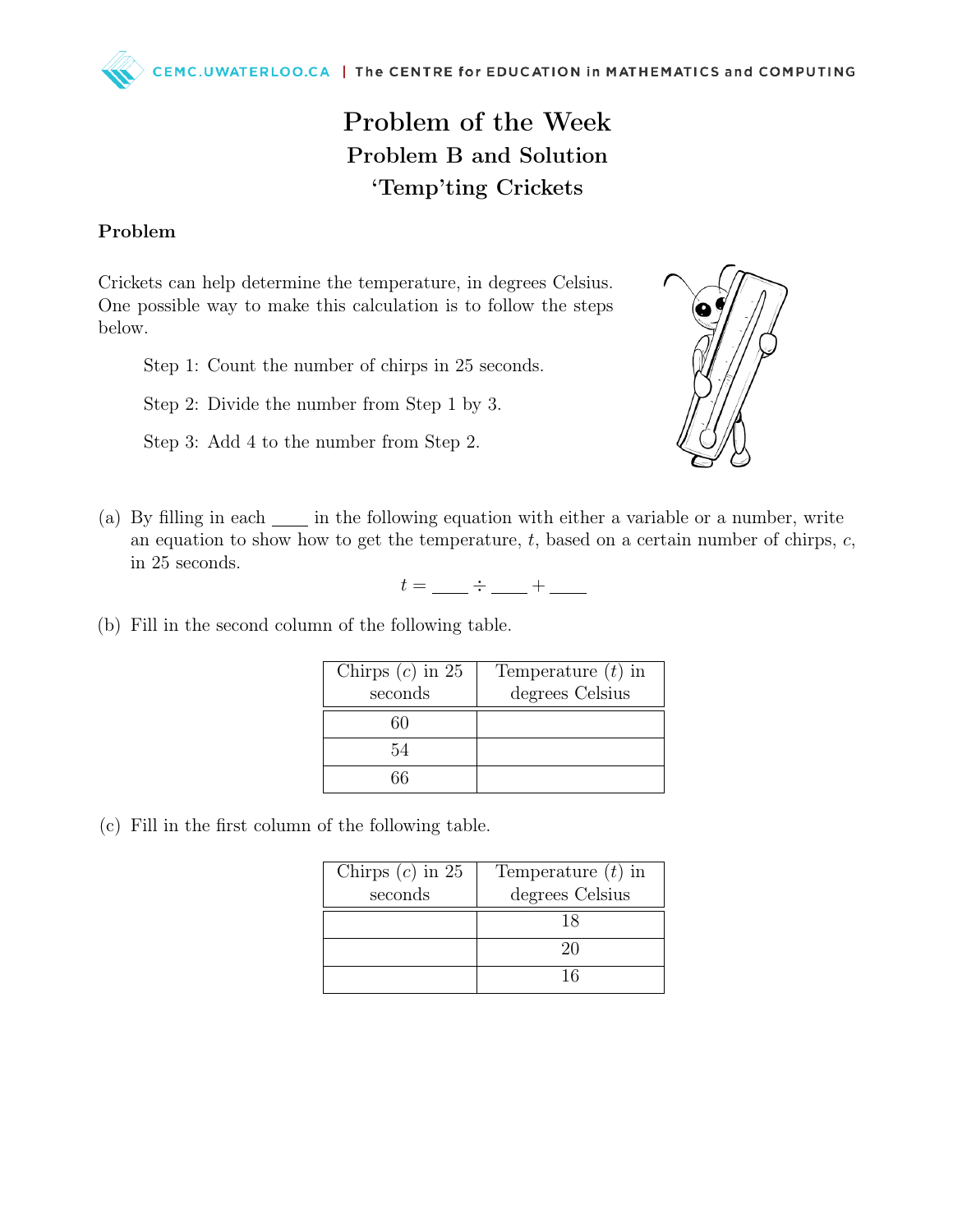# Problem of the Week

## Problem B and Solution

## 'Temp'ting Crickets

### Problem

Crickets can help determine the temperature, in degrees Celsius. One possible way to make this calculation is to follow the steps below.

Step 1: Count the number of chirps in 25 seconds.

Step 2: Divide the number from Step 1 by 3.

Step 3: Add 4 to the number from Step 2.

(a) By filling in each ____ in the following equation with either a variable or a number, write an equation to show how to get the temperature, $t$, based on a certain number of chirps, $c$, in 25 seconds.

$$t = \_\_\_\_ \div \_\_\_\_ + \_\_\_\_$$

(b) Fill in the second column of the following table.

| Chirps ($c$) in 25 seconds | Temperature ($t$) in degrees Celsius |
|---|---|
| 60 | |
| 54 | |
| 66 | |

(c) Fill in the first column of the following table.

| Chirps ($c$) in 25 seconds | Temperature ($t$) in degrees Celsius |
|---|---|
| | 18 |
| | 20 |
| | 16 |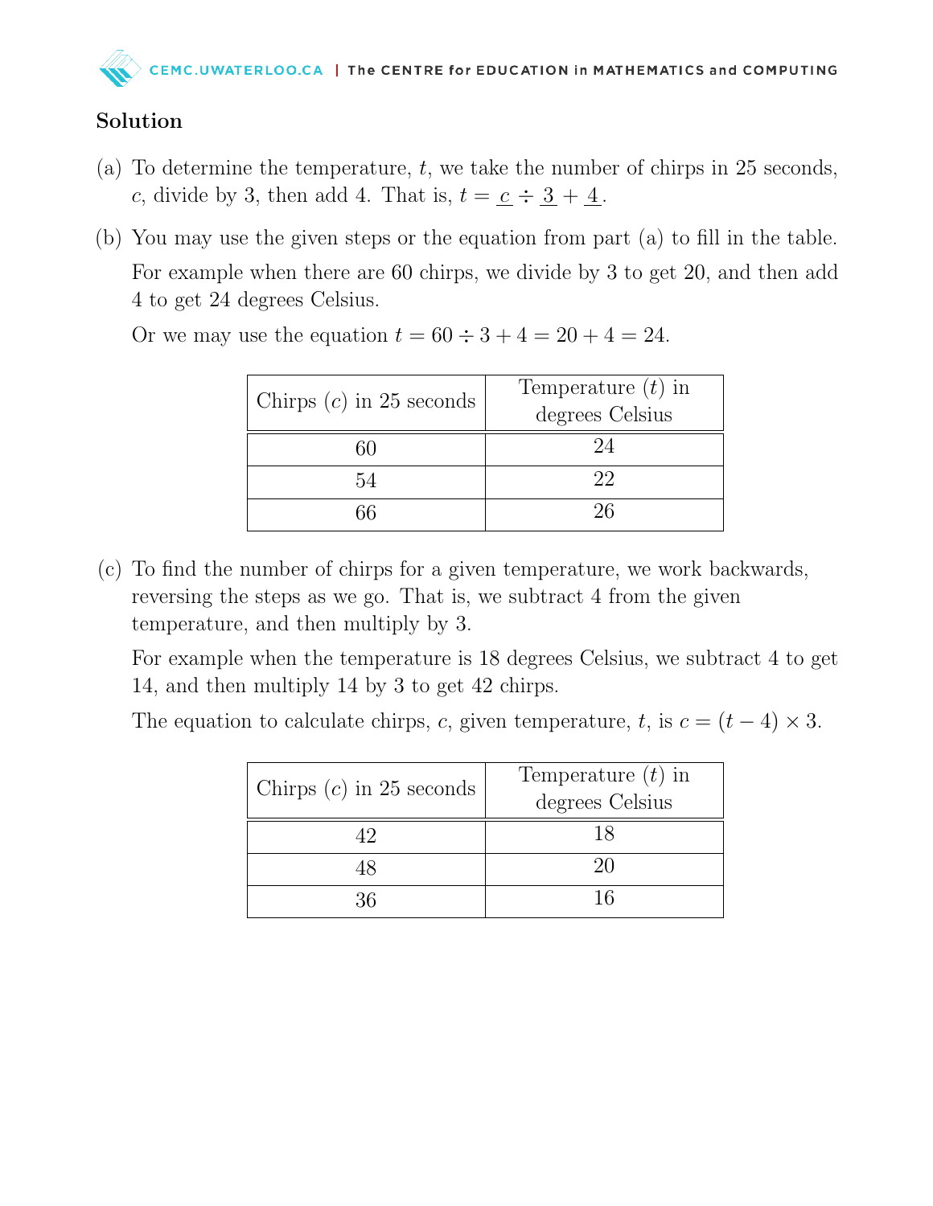**Solution**

(a) To determine the temperature, $t$, we take the number of chirps in 25 seconds, $c$, divide by 3, then add 4. That is, $t = \underline{c} \div \underline{3} + \underline{4}$.

(b) You may use the given steps or the equation from part (a) to fill in the table.

For example when there are 60 chirps, we divide by 3 to get 20, and then add 4 to get 24 degrees Celsius.

Or we may use the equation $t = 60 \div 3 + 4 = 20 + 4 = 24$.

| Chirps ($c$) in 25 seconds | Temperature ($t$) in degrees Celsius |
|---|---|
| 60 | 24 |
| 54 | 22 |
| 66 | 26 |

(c) To find the number of chirps for a given temperature, we work backwards, reversing the steps as we go. That is, we subtract 4 from the given temperature, and then multiply by 3.

For example when the temperature is 18 degrees Celsius, we subtract 4 to get 14, and then multiply 14 by 3 to get 42 chirps.

The equation to calculate chirps, $c$, given temperature, $t$, is $c = (t - 4) \times 3$.

| Chirps ($c$) in 25 seconds | Temperature ($t$) in degrees Celsius |
|---|---|
| 42 | 18 |
| 48 | 20 |
| 36 | 16 |